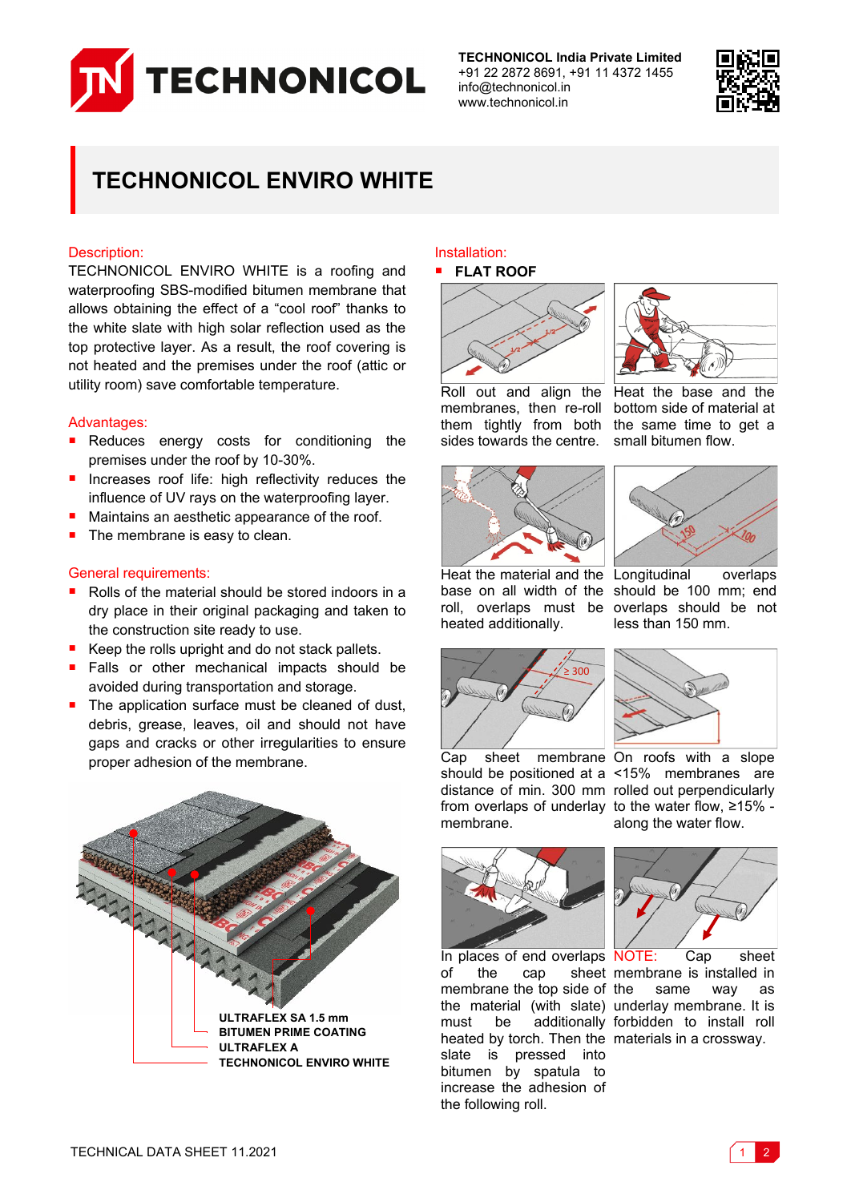TECHNONICOL India Private Limited
+91 22 2872 8691, +91 11 4372 1455
info@technonicol.in
www.technonicol.in

# TECHNONICOL ENVIRO WHITE

## Description:

TECHNONICOL ENVIRO WHITE is a roofing and waterproofing SBS-modified bitumen membrane that allows obtaining the effect of a "cool roof" thanks to the white slate with high solar reflection used as the top protective layer. As a result, the roof covering is not heated and the premises under the roof (attic or utility room) save comfortable temperature.

## Advantages:

- Reduces energy costs for conditioning the premises under the roof by 10-30%.
- Increases roof life: high reflectivity reduces the influence of UV rays on the waterproofing layer.
- Maintains an aesthetic appearance of the roof.
- The membrane is easy to clean.

## General requirements:

- Rolls of the material should be stored indoors in a dry place in their original packaging and taken to the construction site ready to use.
- Keep the rolls upright and do not stack pallets.
- Falls or other mechanical impacts should be avoided during transportation and storage.
- The application surface must be cleaned of dust, debris, grease, leaves, oil and should not have gaps and cracks or other irregularities to ensure proper adhesion of the membrane.

ULTRAFLEX SA 1.5 mm
BITUMEN PRIME COATING
ULTRAFLEX A
TECHNONICOL ENVIRO WHITE

## Installation:

- **FLAT ROOF**

Roll out and align the membranes, then re-roll them tightly from both sides towards the centre.

Heat the base and the bottom side of material at the same time to get a small bitumen flow.

Heat the material and the base on all width of the roll, overlaps must be heated additionally.

Longitudinal overlaps should be 100 mm; end overlaps should be not less than 150 mm.

Cap sheet membrane should be positioned at a distance of min. 300 mm from overlaps of underlay membrane.

On roofs with a slope <15% membranes are rolled out perpendicularly to the water flow, ≥15% - along the water flow.

In places of end overlaps of the cap sheet membrane the top side of the material (with slate) must be additionally heated by torch. Then the slate is pressed into bitumen by spatula to increase the adhesion of the following roll.

NOTE: Cap sheet membrane is installed in the same way as underlay membrane. It is forbidden to install roll materials in a crossway.

TECHNICAL DATA SHEET 11.2021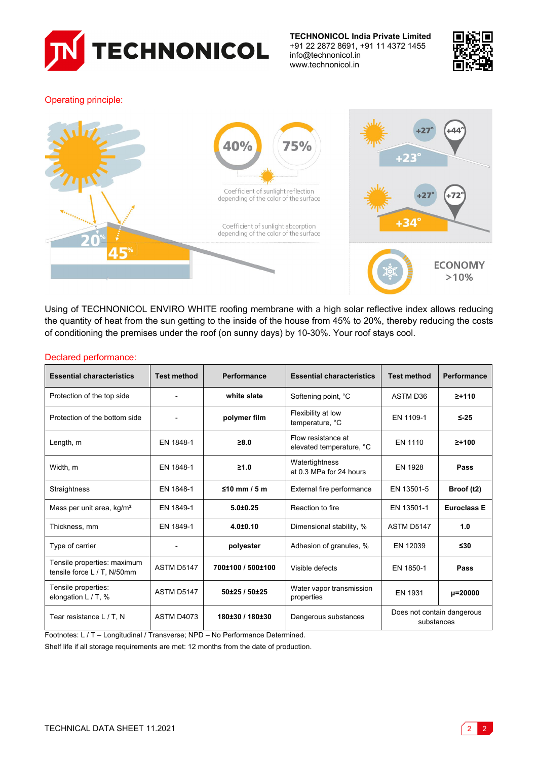**TECHNONICOL India Private Limited**
+91 22 2872 8691, +91 11 4372 1455
info@technonicol.in
www.technonicol.in

## Operating principle:

40%
75%
Coefficient of sunlight reflection depending of the color of the surface
Coefficient of sunlight abcorption depending of the color of the surface
20%
45%
+27°
+44°
+23°
+27°
+72°
+34°
ECONOMY
>10%

Using of TECHNONICOL ENVIRO WHITE roofing membrane with a high solar reflective index allows reducing the quantity of heat from the sun getting to the inside of the house from 45% to 20%, thereby reducing the costs of conditioning the premises under the roof (on sunny days) by 10-30%. Your roof stays cool.

## Declared performance:

| Essential characteristics | Test method | Performance | Essential characteristics | Test method | Performance |
|---|---|---|---|---|---|
| Protection of the top side | - | **white slate** | Softening point, °C | ASTM D36 | **≥+110** |
| Protection of the bottom side | - | **polymer film** | Flexibility at low temperature, °C | EN 1109-1 | **≤-25** |
| Length, m | EN 1848-1 | **≥8.0** | Flow resistance at elevated temperature, °C | EN 1110 | **≥+100** |
| Width, m | EN 1848-1 | **≥1.0** | Watertightness at 0.3 MPa for 24 hours | EN 1928 | **Pass** |
| Straightness | EN 1848-1 | **≤10 mm / 5 m** | External fire performance | EN 13501-5 | **Broof (t2)** |
| Mass per unit area, kg/m² | EN 1849-1 | **5.0±0.25** | Reaction to fire | EN 13501-1 | **Euroclass E** |
| Thickness, mm | EN 1849-1 | **4.0±0.10** | Dimensional stability, % | ASTM D5147 | **1.0** |
| Type of carrier | - | **polyester** | Adhesion of granules, % | EN 12039 | **≤30** |
| Tensile properties: maximum tensile force L / T, N/50mm | ASTM D5147 | **700±100 / 500±100** | Visible defects | EN 1850-1 | **Pass** |
| Tensile properties: elongation L / T, % | ASTM D5147 | **50±25 / 50±25** | Water vapor transmission properties | EN 1931 | **μ=20000** |
| Tear resistance L / T, N | ASTM D4073 | **180±30 / 180±30** | Dangerous substances | Does not contain dangerous substances | |

Footnotes: L / T – Longitudinal / Transverse; NPD – No Performance Determined.

Shelf life if all storage requirements are met: 12 months from the date of production.

TECHNICAL DATA SHEET 11.2021